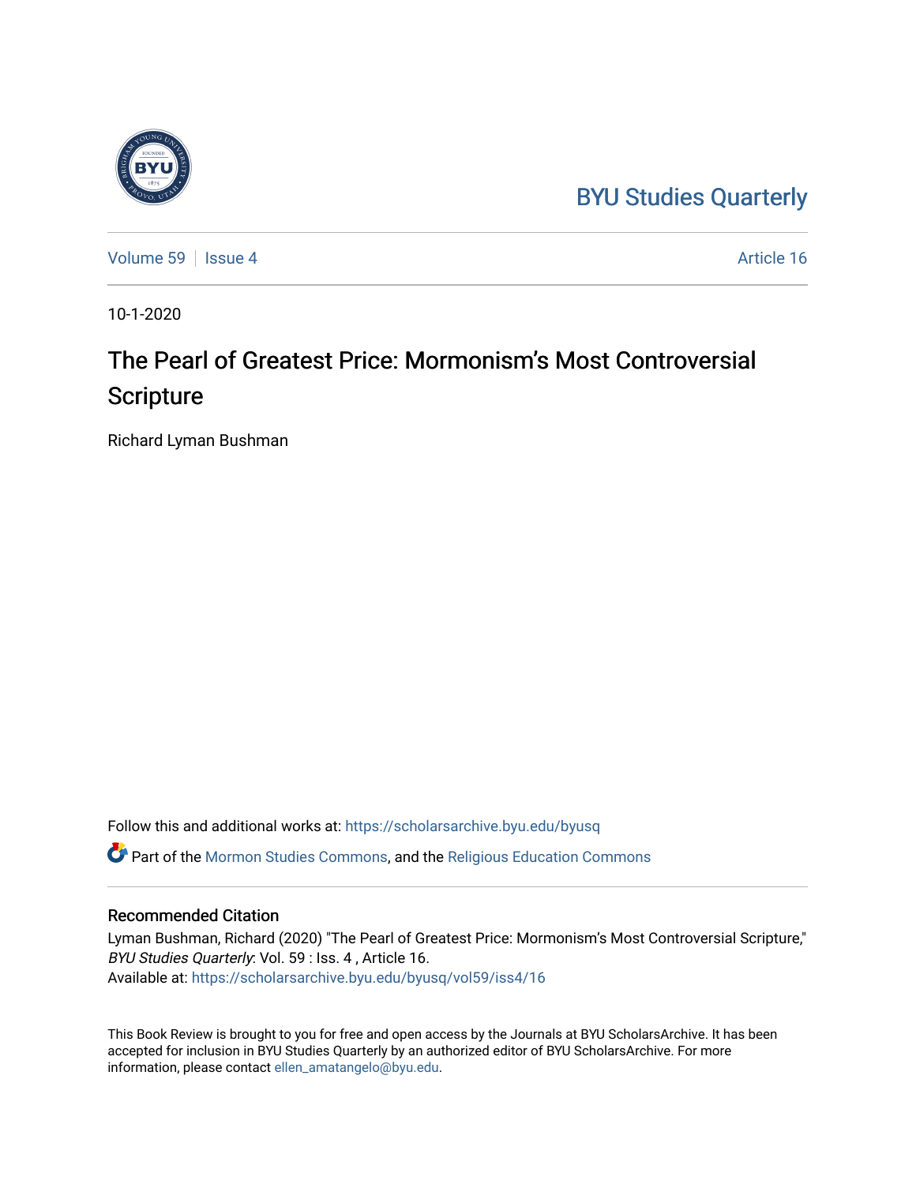BYU Studies Quarterly

Volume 59 | Issue 4 | Article 16

10-1-2020

# The Pearl of Greatest Price: Mormonism's Most Controversial Scripture

Richard Lyman Bushman

Follow this and additional works at: https://scholarsarchive.byu.edu/byusq

Part of the Mormon Studies Commons, and the Religious Education Commons

## Recommended Citation

Lyman Bushman, Richard (2020) "The Pearl of Greatest Price: Mormonism's Most Controversial Scripture," *BYU Studies Quarterly*: Vol. 59 : Iss. 4 , Article 16.
Available at: https://scholarsarchive.byu.edu/byusq/vol59/iss4/16

This Book Review is brought to you for free and open access by the Journals at BYU ScholarsArchive. It has been accepted for inclusion in BYU Studies Quarterly by an authorized editor of BYU ScholarsArchive. For more information, please contact ellen_amatangelo@byu.edu.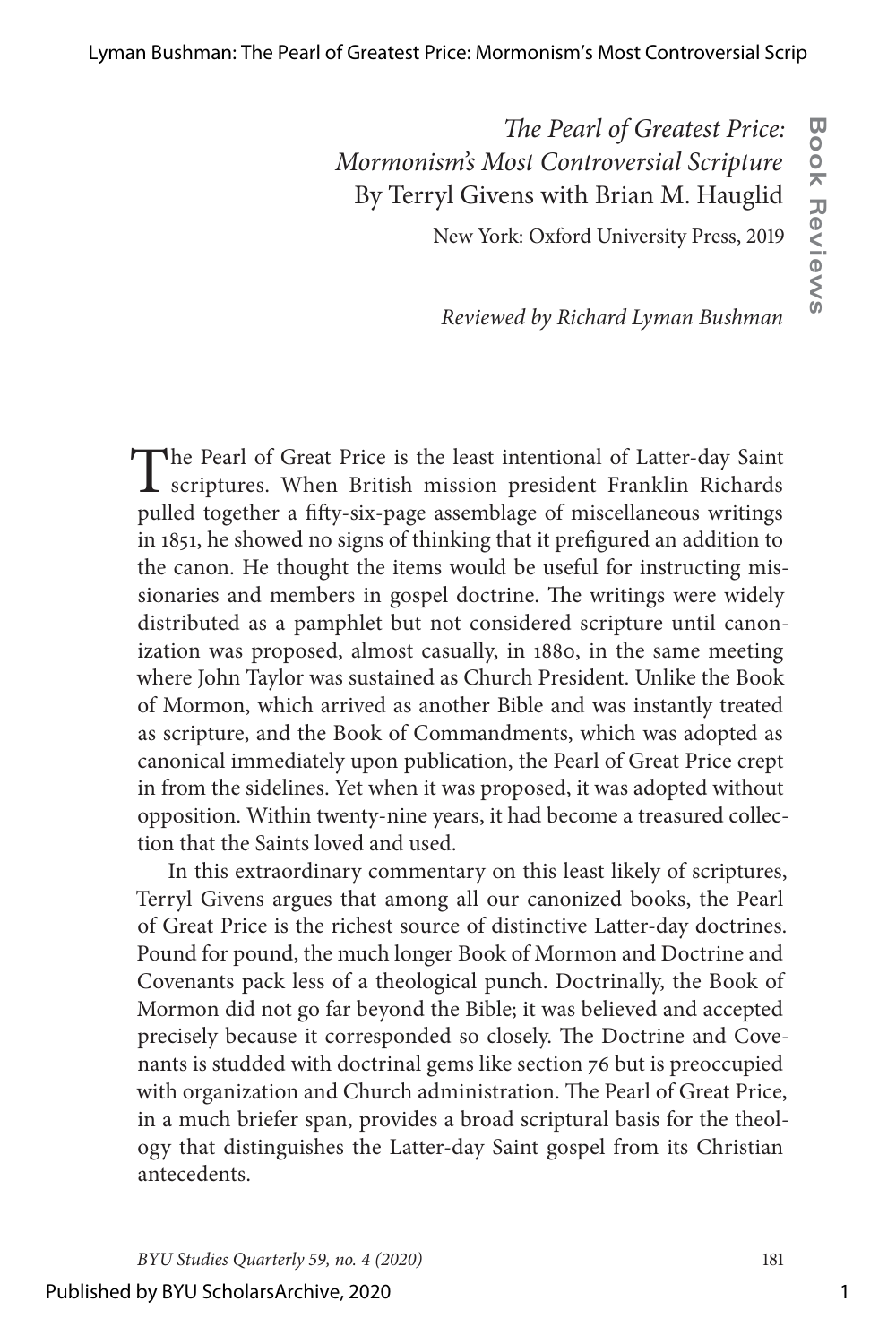*The Pearl of Greatest Price: Mormonism's Most Controversial Scripture*
By Terryl Givens with Brian M. Hauglid

New York: Oxford University Press, 2019

*Reviewed by Richard Lyman Bushman*

The Pearl of Great Price is the least intentional of Latter-day Saint scriptures. When British mission president Franklin Richards pulled together a fifty-six-page assemblage of miscellaneous writings in 1851, he showed no signs of thinking that it prefigured an addition to the canon. He thought the items would be useful for instructing missionaries and members in gospel doctrine. The writings were widely distributed as a pamphlet but not considered scripture until canonization was proposed, almost casually, in 1880, in the same meeting where John Taylor was sustained as Church President. Unlike the Book of Mormon, which arrived as another Bible and was instantly treated as scripture, and the Book of Commandments, which was adopted as canonical immediately upon publication, the Pearl of Great Price crept in from the sidelines. Yet when it was proposed, it was adopted without opposition. Within twenty-nine years, it had become a treasured collection that the Saints loved and used.

In this extraordinary commentary on this least likely of scriptures, Terryl Givens argues that among all our canonized books, the Pearl of Great Price is the richest source of distinctive Latter-day doctrines. Pound for pound, the much longer Book of Mormon and Doctrine and Covenants pack less of a theological punch. Doctrinally, the Book of Mormon did not go far beyond the Bible; it was believed and accepted precisely because it corresponded so closely. The Doctrine and Covenants is studded with doctrinal gems like section 76 but is preoccupied with organization and Church administration. The Pearl of Great Price, in a much briefer span, provides a broad scriptural basis for the theology that distinguishes the Latter-day Saint gospel from its Christian antecedents.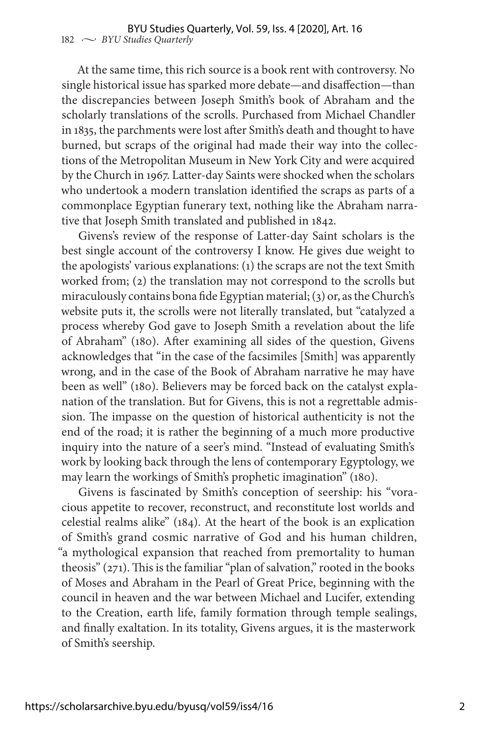At the same time, this rich source is a book rent with controversy. No single historical issue has sparked more debate—and disaffection—than the discrepancies between Joseph Smith's book of Abraham and the scholarly translations of the scrolls. Purchased from Michael Chandler in 1835, the parchments were lost after Smith's death and thought to have burned, but scraps of the original had made their way into the collections of the Metropolitan Museum in New York City and were acquired by the Church in 1967. Latter-day Saints were shocked when the scholars who undertook a modern translation identified the scraps as parts of a commonplace Egyptian funerary text, nothing like the Abraham narrative that Joseph Smith translated and published in 1842.

Givens's review of the response of Latter-day Saint scholars is the best single account of the controversy I know. He gives due weight to the apologists' various explanations: (1) the scraps are not the text Smith worked from; (2) the translation may not correspond to the scrolls but miraculously contains bona fide Egyptian material; (3) or, as the Church's website puts it, the scrolls were not literally translated, but "catalyzed a process whereby God gave to Joseph Smith a revelation about the life of Abraham" (180). After examining all sides of the question, Givens acknowledges that "in the case of the facsimiles [Smith] was apparently wrong, and in the case of the Book of Abraham narrative he may have been as well" (180). Believers may be forced back on the catalyst explanation of the translation. But for Givens, this is not a regrettable admission. The impasse on the question of historical authenticity is not the end of the road; it is rather the beginning of a much more productive inquiry into the nature of a seer's mind. "Instead of evaluating Smith's work by looking back through the lens of contemporary Egyptology, we may learn the workings of Smith's prophetic imagination" (180).

Givens is fascinated by Smith's conception of seership: his "voracious appetite to recover, reconstruct, and reconstitute lost worlds and celestial realms alike" (184). At the heart of the book is an explication of Smith's grand cosmic narrative of God and his human children, "a mythological expansion that reached from premortality to human theosis" (271). This is the familiar "plan of salvation," rooted in the books of Moses and Abraham in the Pearl of Great Price, beginning with the council in heaven and the war between Michael and Lucifer, extending to the Creation, earth life, family formation through temple sealings, and finally exaltation. In its totality, Givens argues, it is the masterwork of Smith's seership.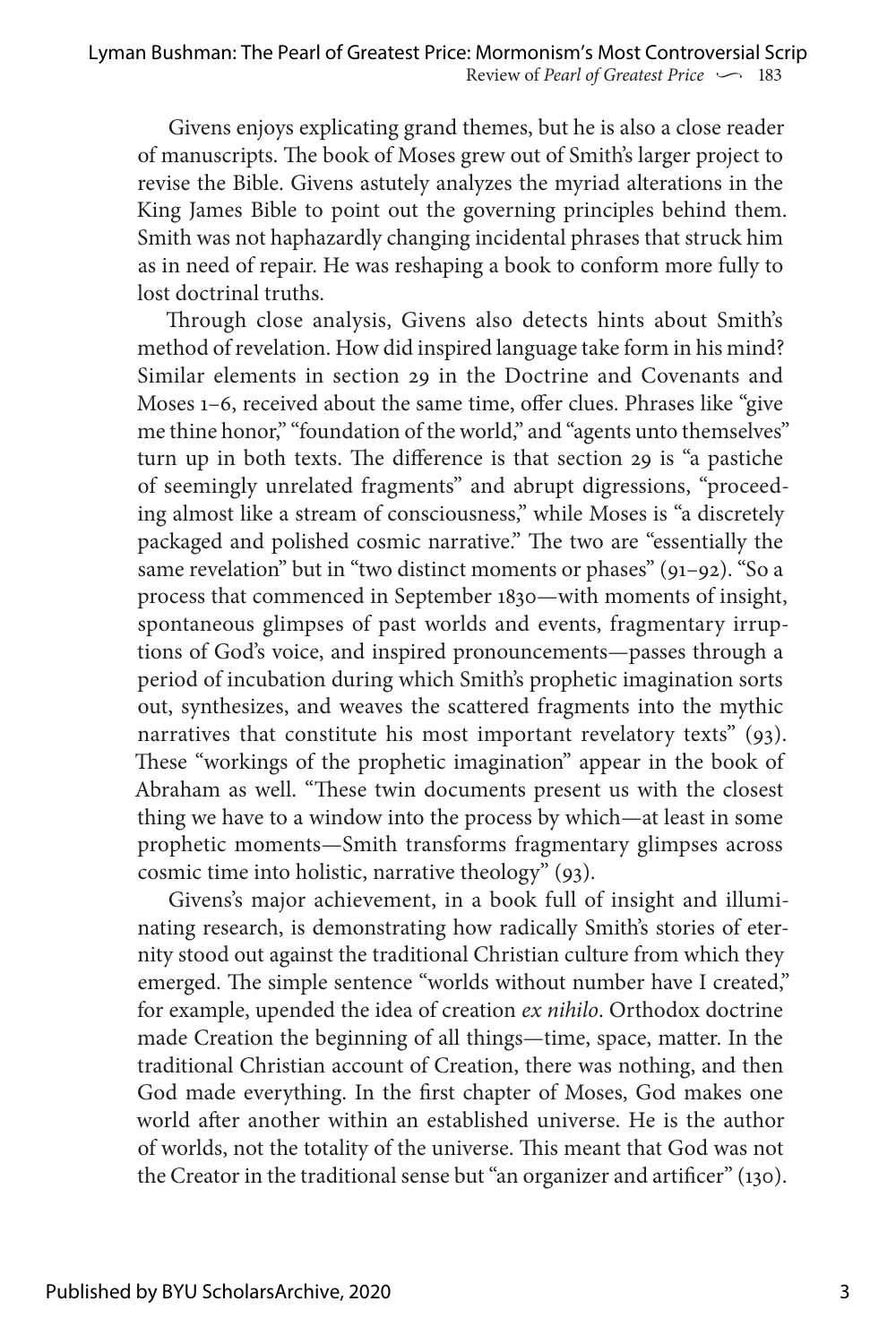Givens enjoys explicating grand themes, but he is also a close reader of manuscripts. The book of Moses grew out of Smith's larger project to revise the Bible. Givens astutely analyzes the myriad alterations in the King James Bible to point out the governing principles behind them. Smith was not haphazardly changing incidental phrases that struck him as in need of repair. He was reshaping a book to conform more fully to lost doctrinal truths.

Through close analysis, Givens also detects hints about Smith's method of revelation. How did inspired language take form in his mind? Similar elements in section 29 in the Doctrine and Covenants and Moses 1–6, received about the same time, offer clues. Phrases like "give me thine honor," "foundation of the world," and "agents unto themselves" turn up in both texts. The difference is that section 29 is "a pastiche of seemingly unrelated fragments" and abrupt digressions, "proceeding almost like a stream of consciousness," while Moses is "a discretely packaged and polished cosmic narrative." The two are "essentially the same revelation" but in "two distinct moments or phases" (91–92). "So a process that commenced in September 1830—with moments of insight, spontaneous glimpses of past worlds and events, fragmentary irruptions of God's voice, and inspired pronouncements—passes through a period of incubation during which Smith's prophetic imagination sorts out, synthesizes, and weaves the scattered fragments into the mythic narratives that constitute his most important revelatory texts" (93). These "workings of the prophetic imagination" appear in the book of Abraham as well. "These twin documents present us with the closest thing we have to a window into the process by which—at least in some prophetic moments—Smith transforms fragmentary glimpses across cosmic time into holistic, narrative theology" (93).

Givens's major achievement, in a book full of insight and illuminating research, is demonstrating how radically Smith's stories of eternity stood out against the traditional Christian culture from which they emerged. The simple sentence "worlds without number have I created," for example, upended the idea of creation *ex nihilo*. Orthodox doctrine made Creation the beginning of all things—time, space, matter. In the traditional Christian account of Creation, there was nothing, and then God made everything. In the first chapter of Moses, God makes one world after another within an established universe. He is the author of worlds, not the totality of the universe. This meant that God was not the Creator in the traditional sense but "an organizer and artificer" (130).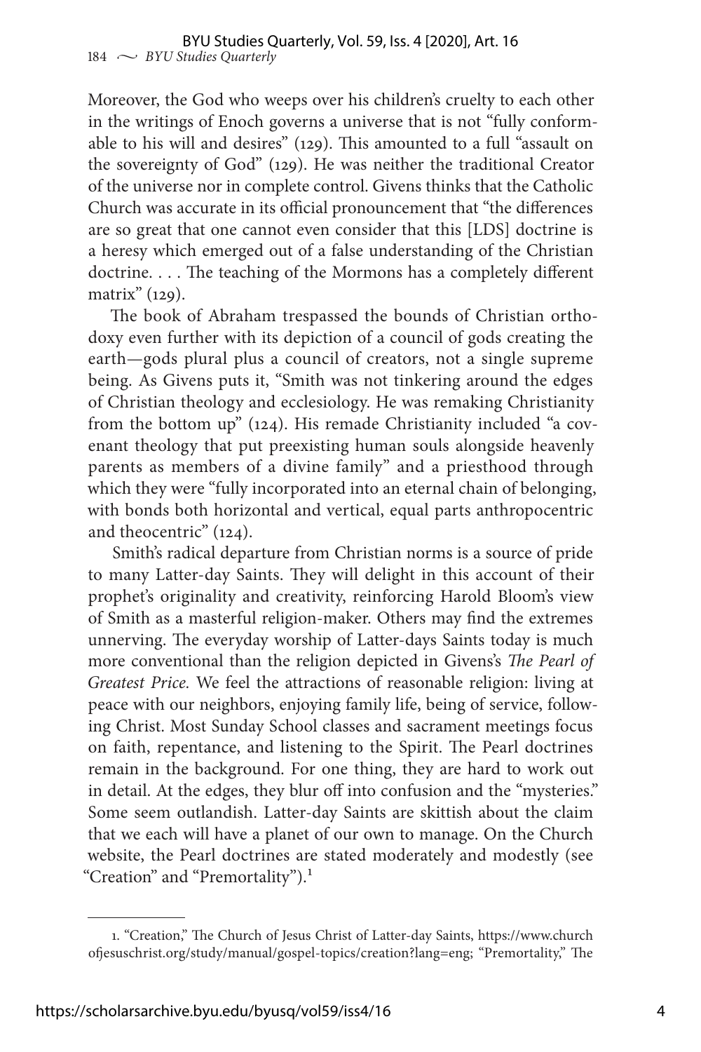Moreover, the God who weeps over his children's cruelty to each other in the writings of Enoch governs a universe that is not "fully conformable to his will and desires" (129). This amounted to a full "assault on the sovereignty of God" (129). He was neither the traditional Creator of the universe nor in complete control. Givens thinks that the Catholic Church was accurate in its official pronouncement that "the differences are so great that one cannot even consider that this [LDS] doctrine is a heresy which emerged out of a false understanding of the Christian doctrine. . . . The teaching of the Mormons has a completely different matrix" (129).

The book of Abraham trespassed the bounds of Christian orthodoxy even further with its depiction of a council of gods creating the earth—gods plural plus a council of creators, not a single supreme being. As Givens puts it, "Smith was not tinkering around the edges of Christian theology and ecclesiology. He was remaking Christianity from the bottom up" (124). His remade Christianity included "a covenant theology that put preexisting human souls alongside heavenly parents as members of a divine family" and a priesthood through which they were "fully incorporated into an eternal chain of belonging, with bonds both horizontal and vertical, equal parts anthropocentric and theocentric" (124).

Smith's radical departure from Christian norms is a source of pride to many Latter-day Saints. They will delight in this account of their prophet's originality and creativity, reinforcing Harold Bloom's view of Smith as a masterful religion-maker. Others may find the extremes unnerving. The everyday worship of Latter-days Saints today is much more conventional than the religion depicted in Givens's *The Pearl of Greatest Price.* We feel the attractions of reasonable religion: living at peace with our neighbors, enjoying family life, being of service, following Christ. Most Sunday School classes and sacrament meetings focus on faith, repentance, and listening to the Spirit. The Pearl doctrines remain in the background. For one thing, they are hard to work out in detail. At the edges, they blur off into confusion and the "mysteries." Some seem outlandish. Latter-day Saints are skittish about the claim that we each will have a planet of our own to manage. On the Church website, the Pearl doctrines are stated moderately and modestly (see "Creation" and "Premortality").[1]

---

1. "Creation," The Church of Jesus Christ of Latter-day Saints, https://www.churchofjesuschrist.org/study/manual/gospel-topics/creation?lang=eng; "Premortality," The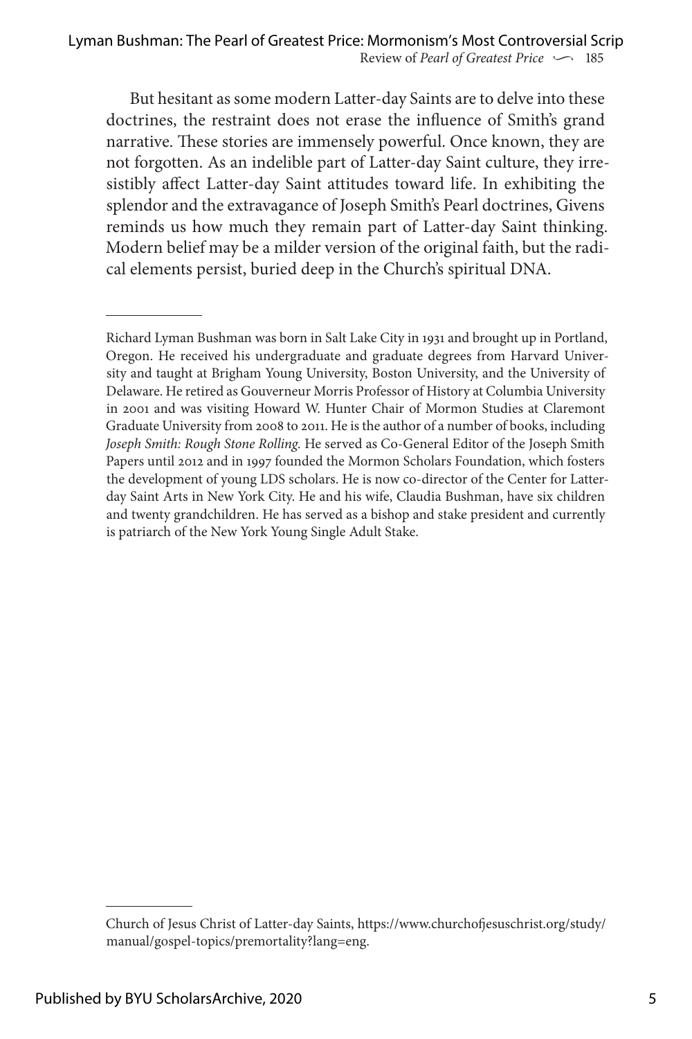But hesitant as some modern Latter-day Saints are to delve into these doctrines, the restraint does not erase the influence of Smith's grand narrative. These stories are immensely powerful. Once known, they are not forgotten. As an indelible part of Latter-day Saint culture, they irresistibly affect Latter-day Saint attitudes toward life. In exhibiting the splendor and the extravagance of Joseph Smith's Pearl doctrines, Givens reminds us how much they remain part of Latter-day Saint thinking. Modern belief may be a milder version of the original faith, but the radical elements persist, buried deep in the Church's spiritual DNA.

---

Richard Lyman Bushman was born in Salt Lake City in 1931 and brought up in Portland, Oregon. He received his undergraduate and graduate degrees from Harvard University and taught at Brigham Young University, Boston University, and the University of Delaware. He retired as Gouverneur Morris Professor of History at Columbia University in 2001 and was visiting Howard W. Hunter Chair of Mormon Studies at Claremont Graduate University from 2008 to 2011. He is the author of a number of books, including *Joseph Smith: Rough Stone Rolling.* He served as Co-General Editor of the Joseph Smith Papers until 2012 and in 1997 founded the Mormon Scholars Foundation, which fosters the development of young LDS scholars. He is now co-director of the Center for Latter-day Saint Arts in New York City. He and his wife, Claudia Bushman, have six children and twenty grandchildren. He has served as a bishop and stake president and currently is patriarch of the New York Young Single Adult Stake.

---

Church of Jesus Christ of Latter-day Saints, https://www.churchofjesuschrist.org/study/manual/gospel-topics/premortality?lang=eng.